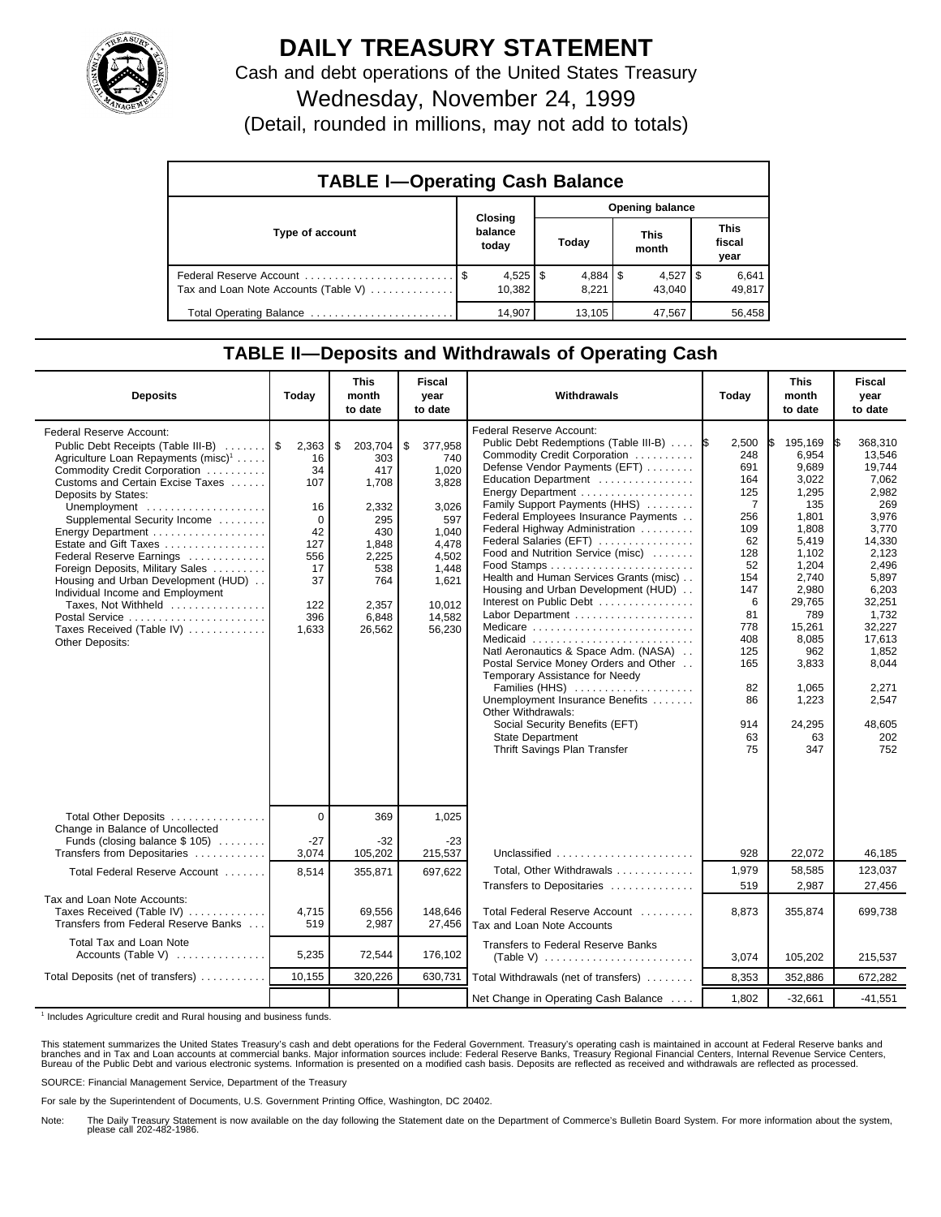# DAILY TREASURY STATEMENT

Cash and debt operations of the United States Treasury

Wednesday, November 24, 1999

(Detail, rounded in millions, may not add to totals)

## TABLE I—Operating Cash Balance

| Type of account | Closing balance today | Opening balance Today | Opening balance This month | Opening balance This fiscal year |
|---|---|---|---|---|
| Federal Reserve Account | $ 4,525 | $ 4,884 | $ 4,527 | $ 6,641 |
| Tax and Loan Note Accounts (Table V) | 10,382 | 8,221 | 43,040 | 49,817 |
| Total Operating Balance | 14,907 | 13,105 | 47,567 | 56,458 |

## TABLE II—Deposits and Withdrawals of Operating Cash

| Deposits | Today | This month to date | Fiscal year to date |
|---|---|---|---|
| Federal Reserve Account: | | | |
| Public Debt Receipts (Table III-B) | $ 2,363 | $ 203,704 | $ 377,958 |
| Agriculture Loan Repayments (misc)[1] | 16 | 303 | 740 |
| Commodity Credit Corporation | 34 | 417 | 1,020 |
| Customs and Certain Excise Taxes | 107 | 1,708 | 3,828 |
| Deposits by States: | | | |
| Unemployment | 16 | 2,332 | 3,026 |
| Supplemental Security Income | 0 | 295 | 597 |
| Energy Department | 42 | 430 | 1,040 |
| Estate and Gift Taxes | 127 | 1,848 | 4,478 |
| Federal Reserve Earnings | 556 | 2,225 | 4,502 |
| Foreign Deposits, Military Sales | 17 | 538 | 1,448 |
| Housing and Urban Development (HUD) | 37 | 764 | 1,621 |
| Individual Income and Employment Taxes, Not Withheld | 122 | 2,357 | 10,012 |
| Postal Service | 396 | 6,848 | 14,582 |
| Taxes Received (Table IV) | 1,633 | 26,562 | 56,230 |
| Other Deposits: | | | |
| Total Other Deposits | 0 | 369 | 1,025 |
| Change in Balance of Uncollected Funds (closing balance $ 105) | -27 | -32 | -23 |
| Transfers from Depositaries | 3,074 | 105,202 | 215,537 |
| Total Federal Reserve Account | 8,514 | 355,871 | 697,622 |
| Tax and Loan Note Accounts: | | | |
| Taxes Received (Table IV) | 4,715 | 69,556 | 148,646 |
| Transfers from Federal Reserve Banks | 519 | 2,987 | 27,456 |
| Total Tax and Loan Note Accounts (Table V) | 5,235 | 72,544 | 176,102 |
| Total Deposits (net of transfers) | 10,155 | 320,226 | 630,731 |

| Withdrawals | Today | This month to date | Fiscal year to date |
|---|---|---|---|
| Federal Reserve Account: | | | |
| Public Debt Redemptions (Table III-B) | $ 2,500 | $ 195,169 | $ 368,310 |
| Commodity Credit Corporation | 248 | 6,954 | 13,546 |
| Defense Vendor Payments (EFT) | 691 | 9,689 | 19,744 |
| Education Department | 164 | 3,022 | 7,062 |
| Energy Department | 125 | 1,295 | 2,982 |
| Family Support Payments (HHS) | 7 | 135 | 269 |
| Federal Employees Insurance Payments | 256 | 1,801 | 3,976 |
| Federal Highway Administration | 109 | 1,808 | 3,770 |
| Federal Salaries (EFT) | 62 | 5,419 | 14,330 |
| Food and Nutrition Service (misc) | 128 | 1,102 | 2,123 |
| Food Stamps | 52 | 1,204 | 2,496 |
| Health and Human Services Grants (misc) | 154 | 2,740 | 5,897 |
| Housing and Urban Development (HUD) | 147 | 2,980 | 6,203 |
| Interest on Public Debt | 6 | 29,765 | 32,251 |
| Labor Department | 81 | 789 | 1,732 |
| Medicare | 778 | 15,261 | 32,227 |
| Medicaid | 408 | 8,085 | 17,613 |
| Natl Aeronautics & Space Adm. (NASA) | 125 | 962 | 1,852 |
| Postal Service Money Orders and Other | 165 | 3,833 | 8,044 |
| Temporary Assistance for Needy Families (HHS) | 82 | 1,065 | 2,271 |
| Unemployment Insurance Benefits | 86 | 1,223 | 2,547 |
| Other Withdrawals: | | | |
| Social Security Benefits (EFT) | 914 | 24,295 | 48,605 |
| State Department | 63 | 63 | 202 |
| Thrift Savings Plan Transfer | 75 | 347 | 752 |
| Unclassified | 928 | 22,072 | 46,185 |
| Total, Other Withdrawals | 1,979 | 58,585 | 123,037 |
| Transfers to Depositaries | 519 | 2,987 | 27,456 |
| Total Federal Reserve Account | 8,873 | 355,874 | 699,738 |
| Tax and Loan Note Accounts | | | |
| Transfers to Federal Reserve Banks (Table V) | 3,074 | 105,202 | 215,537 |
| Total Withdrawals (net of transfers) | 8,353 | 352,886 | 672,282 |
| Net Change in Operating Cash Balance | 1,802 | -32,661 | -41,551 |

[1] Includes Agriculture credit and Rural housing and business funds.

This statement summarizes the United States Treasury's cash and debt operations for the Federal Government. Treasury's operating cash is maintained in account at Federal Reserve banks and branches and in Tax and Loan accounts at commercial banks. Major information sources include: Federal Reserve Banks, Treasury Regional Financial Centers, Internal Revenue Service Centers, Bureau of the Public Debt and various electronic systems. Information is presented on a modified cash basis. Deposits are reflected as received and withdrawals are reflected as processed.

SOURCE: Financial Management Service, Department of the Treasury

For sale by the Superintendent of Documents, U.S. Government Printing Office, Washington, DC 20402.

Note: The Daily Treasury Statement is now available on the day following the Statement date on the Department of Commerce's Bulletin Board System. For more information about the system, please call 202-482-1986.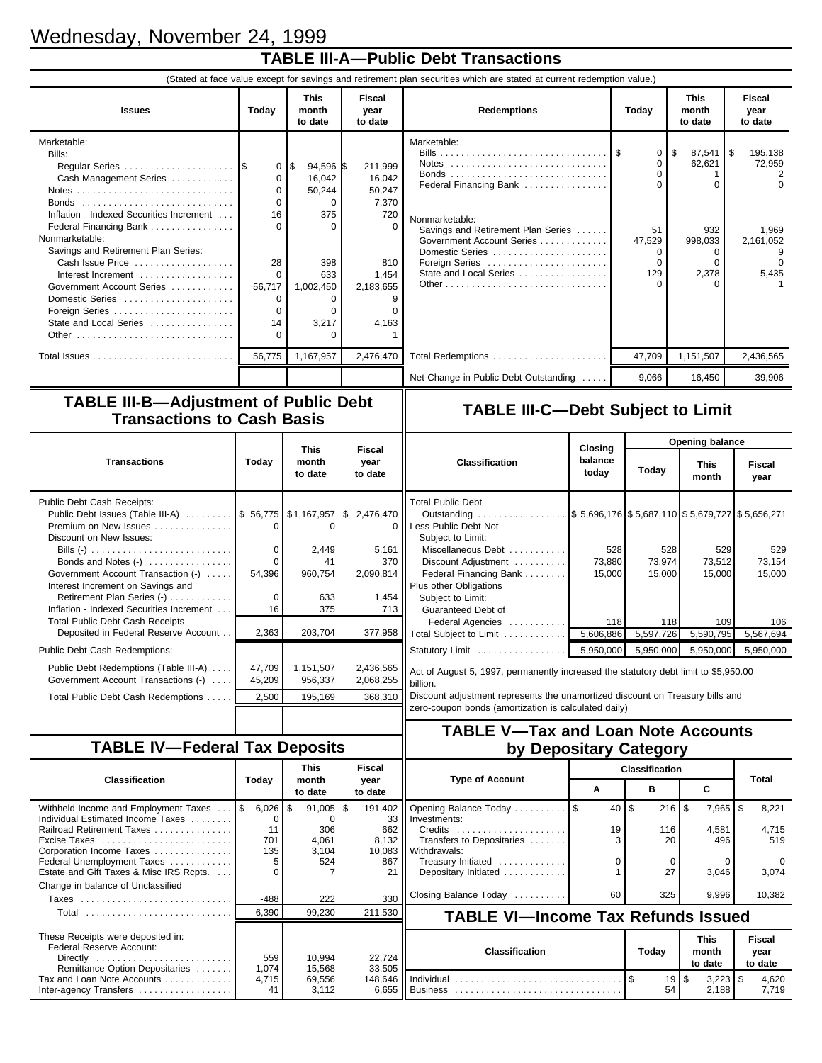Wednesday, November 24, 1999

## TABLE III-A—Public Debt Transactions

(Stated at face value except for savings and retirement plan securities which are stated at current redemption value.)

| Issues | Today | This month to date | Fiscal year to date |
|---|---|---|---|
| Marketable: | | | |
| Bills: | | | |
| Regular Series | $ 0 | $ 94,596 | $ 211,999 |
| Cash Management Series | 0 | 16,042 | 16,042 |
| Notes | 0 | 50,244 | 50,247 |
| Bonds | 0 | 0 | 7,370 |
| Inflation - Indexed Securities Increment | 16 | 375 | 720 |
| Federal Financing Bank | 0 | 0 | 0 |
| Nonmarketable: | | | |
| Savings and Retirement Plan Series: | | | |
| Cash Issue Price | 28 | 398 | 810 |
| Interest Increment | 0 | 633 | 1,454 |
| Government Account Series | 56,717 | 1,002,450 | 2,183,655 |
| Domestic Series | 0 | 0 | 9 |
| Foreign Series | 0 | 0 | 0 |
| State and Local Series | 14 | 3,217 | 4,163 |
| Other | 0 | 0 | 1 |
| Total Issues | 56,775 | 1,167,957 | 2,476,470 |

| Redemptions | Today | This month to date | Fiscal year to date |
|---|---|---|---|
| Marketable: | | | |
| Bills | $ 0 | $ 87,541 | $ 195,138 |
| Notes | 0 | 62,621 | 72,959 |
| Bonds | 0 | 1 | 2 |
| Federal Financing Bank | 0 | 0 | 0 |
| Nonmarketable: | | | |
| Savings and Retirement Plan Series | 51 | 932 | 1,969 |
| Government Account Series | 47,529 | 998,033 | 2,161,052 |
| Domestic Series | 0 | 0 | 9 |
| Foreign Series | 0 | 0 | 0 |
| State and Local Series | 129 | 2,378 | 5,435 |
| Other | 0 | 0 | 1 |
| Total Redemptions | 47,709 | 1,151,507 | 2,436,565 |
| Net Change in Public Debt Outstanding | 9,066 | 16,450 | 39,906 |

## TABLE III-B—Adjustment of Public Debt Transactions to Cash Basis

| Transactions | Today | This month to date | Fiscal year to date |
|---|---|---|---|
| Public Debt Cash Receipts: | | | |
| Public Debt Issues (Table III-A) | $ 56,775 | $1,167,957 | $ 2,476,470 |
| Premium on New Issues | 0 | 0 | 0 |
| Discount on New Issues: | | | |
| Bills (-) | 0 | 2,449 | 5,161 |
| Bonds and Notes (-) | 0 | 41 | 370 |
| Government Account Transaction (-) | 54,396 | 960,754 | 2,090,814 |
| Interest Increment on Savings and Retirement Plan Series (-) | 0 | 633 | 1,454 |
| Inflation - Indexed Securities Increment | 16 | 375 | 713 |
| Total Public Debt Cash Receipts Deposited in Federal Reserve Account | 2,363 | 203,704 | 377,958 |
| Public Debt Cash Redemptions: | | | |
| Public Debt Redemptions (Table III-A) | 47,709 | 1,151,507 | 2,436,565 |
| Government Account Transactions (-) | 45,209 | 956,337 | 2,068,255 |
| Total Public Debt Cash Redemptions | 2,500 | 195,169 | 368,310 |

## TABLE III-C—Debt Subject to Limit

| Classification | Closing balance today | Opening balance Today | Opening balance This month | Opening balance Fiscal year |
|---|---|---|---|---|
| Total Public Debt Outstanding | $ 5,696,176 | $ 5,687,110 | $ 5,679,727 | $ 5,656,271 |
| Less Public Debt Not Subject to Limit: | | | | |
| Miscellaneous Debt | 528 | 528 | 529 | 529 |
| Discount Adjustment | 73,880 | 73,974 | 73,512 | 73,154 |
| Federal Financing Bank | 15,000 | 15,000 | 15,000 | 15,000 |
| Plus other Obligations Subject to Limit: | | | | |
| Guaranteed Debt of Federal Agencies | 118 | 118 | 109 | 106 |
| Total Subject to Limit | 5,606,886 | 5,597,726 | 5,590,795 | 5,567,694 |
| Statutory Limit | 5,950,000 | 5,950,000 | 5,950,000 | 5,950,000 |

Act of August 5, 1997, permanently increased the statutory debt limit to $5,950.00 billion.

Discount adjustment represents the unamortized discount on Treasury bills and zero-coupon bonds (amortization is calculated daily)

## TABLE IV—Federal Tax Deposits

| Classification | Today | This month to date | Fiscal year to date |
|---|---|---|---|
| Withheld Income and Employment Taxes | $ 6,026 | $ 91,005 | $ 191,402 |
| Individual Estimated Income Taxes | 0 | 0 | 33 |
| Railroad Retirement Taxes | 11 | 306 | 662 |
| Excise Taxes | 701 | 4,061 | 8,132 |
| Corporation Income Taxes | 135 | 3,104 | 10,083 |
| Federal Unemployment Taxes | 5 | 524 | 867 |
| Estate and Gift Taxes & Misc IRS Rcpts. | 0 | 7 | 21 |
| Change in balance of Unclassified Taxes | -488 | 222 | 330 |
| Total | 6,390 | 99,230 | 211,530 |
| These Receipts were deposited in: | | | |
| Federal Reserve Account: | | | |
| Directly | 559 | 10,994 | 22,724 |
| Remittance Option Depositaries | 1,074 | 15,568 | 33,505 |
| Tax and Loan Note Accounts | 4,715 | 69,556 | 148,646 |
| Inter-agency Transfers | 41 | 3,112 | 6,655 |

## TABLE V—Tax and Loan Note Accounts by Depositary Category

| Type of Account | Classification A | Classification B | Classification C | Total |
|---|---|---|---|---|
| Opening Balance Today | $ 40 | $ 216 | $ 7,965 | $ 8,221 |
| Investments: | | | | |
| Credits | 19 | 116 | 4,581 | 4,715 |
| Transfers to Depositaries | 3 | 20 | 496 | 519 |
| Withdrawals: | | | | |
| Treasury Initiated | 0 | 0 | 0 | 0 |
| Depositary Initiated | 1 | 27 | 3,046 | 3,074 |
| Closing Balance Today | 60 | 325 | 9,996 | 10,382 |

## TABLE VI—Income Tax Refunds Issued

| Classification | Today | This month to date | Fiscal year to date |
|---|---|---|---|
| Individual | $ 19 | $ 3,223 | $ 4,620 |
| Business | 54 | 2,188 | 7,719 |